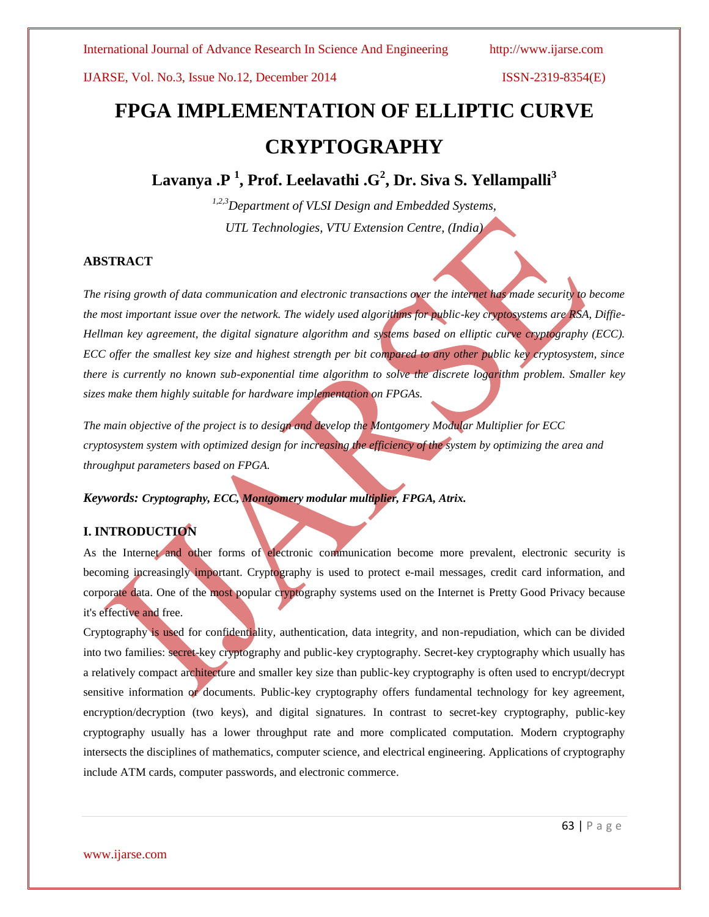# FPGA IMPLEMENTATION OF ELLIPTIC CURVE CRYPTOGRAPHY

**Lavanya .P [1], Prof. Leelavathi .G[2], Dr. Siva S. Yellampalli[3]**

*[1,2,3]Department of VLSI Design and Embedded Systems,*
*UTL Technologies, VTU Extension Centre, (India)*

## ABSTRACT

*The rising growth of data communication and electronic transactions over the internet has made security to become the most important issue over the network. The widely used algorithms for public-key cryptosystems are RSA, Diffie-Hellman key agreement, the digital signature algorithm and systems based on elliptic curve cryptography (ECC). ECC offer the smallest key size and highest strength per bit compared to any other public key cryptosystem, since there is currently no known sub-exponential time algorithm to solve the discrete logarithm problem. Smaller key sizes make them highly suitable for hardware implementation on FPGAs.*

*The main objective of the project is to design and develop the Montgomery Modular Multiplier for ECC cryptosystem system with optimized design for increasing the efficiency of the system by optimizing the area and throughput parameters based on FPGA.*

***Keywords:** **Cryptography, ECC, Montgomery modular multiplier, FPGA, Atrix.***

## I. INTRODUCTION

As the Internet and other forms of electronic communication become more prevalent, electronic security is becoming increasingly important. Cryptography is used to protect e-mail messages, credit card information, and corporate data. One of the most popular cryptography systems used on the Internet is Pretty Good Privacy because it's effective and free.

Cryptography is used for confidentiality, authentication, data integrity, and non-repudiation, which can be divided into two families: secret-key cryptography and public-key cryptography. Secret-key cryptography which usually has a relatively compact architecture and smaller key size than public-key cryptography is often used to encrypt/decrypt sensitive information or documents. Public-key cryptography offers fundamental technology for key agreement, encryption/decryption (two keys), and digital signatures. In contrast to secret-key cryptography, public-key cryptography usually has a lower throughput rate and more complicated computation. Modern cryptography intersects the disciplines of mathematics, computer science, and electrical engineering. Applications of cryptography include ATM cards, computer passwords, and electronic commerce.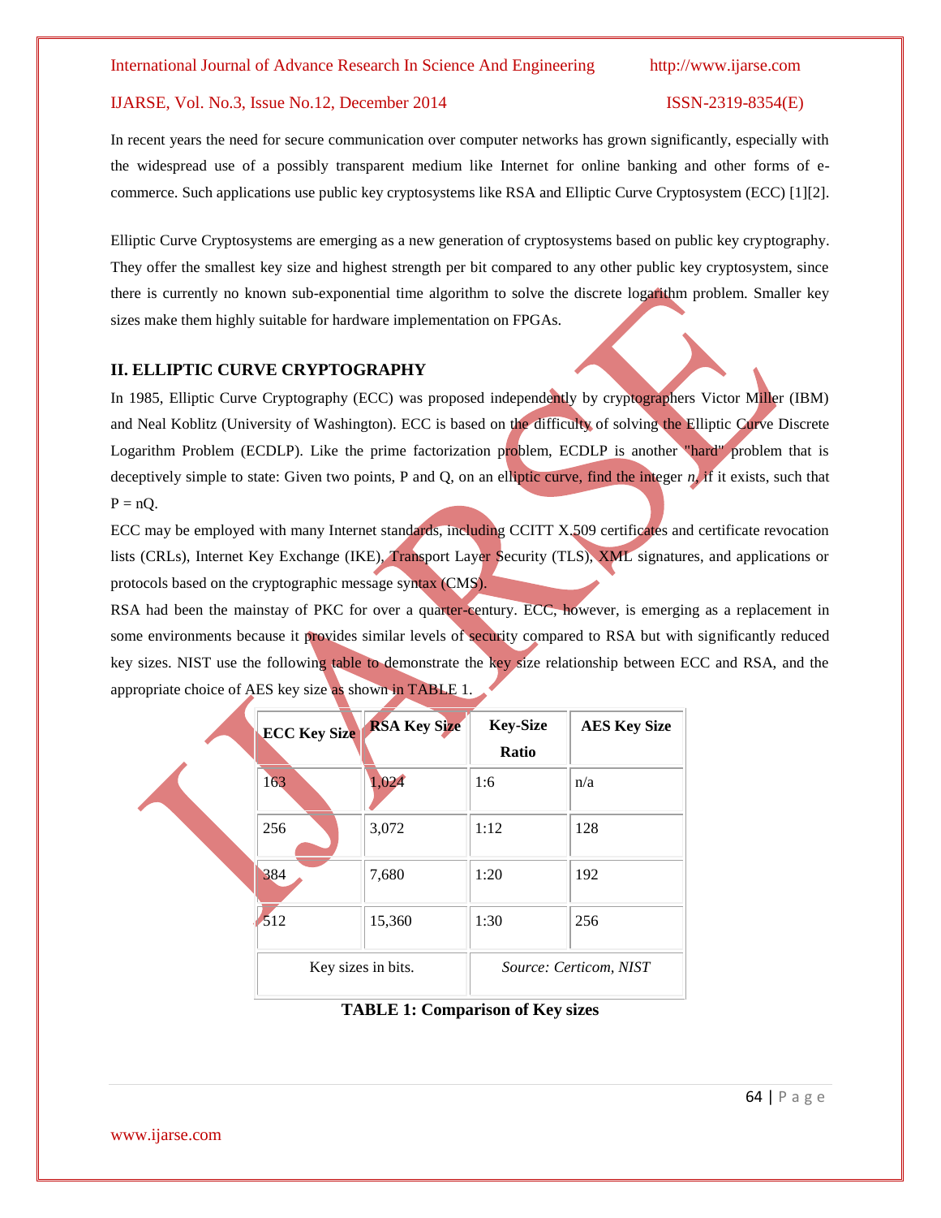In recent years the need for secure communication over computer networks has grown significantly, especially with the widespread use of a possibly transparent medium like Internet for online banking and other forms of e-commerce. Such applications use public key cryptosystems like RSA and Elliptic Curve Cryptosystem (ECC) [1][2].

Elliptic Curve Cryptosystems are emerging as a new generation of cryptosystems based on public key cryptography. They offer the smallest key size and highest strength per bit compared to any other public key cryptosystem, since there is currently no known sub-exponential time algorithm to solve the discrete logarithm problem. Smaller key sizes make them highly suitable for hardware implementation on FPGAs.

## II. ELLIPTIC CURVE CRYPTOGRAPHY

In 1985, Elliptic Curve Cryptography (ECC) was proposed independently by cryptographers Victor Miller (IBM) and Neal Koblitz (University of Washington). ECC is based on the difficulty of solving the Elliptic Curve Discrete Logarithm Problem (ECDLP). Like the prime factorization problem, ECDLP is another "hard" problem that is deceptively simple to state: Given two points, P and Q, on an elliptic curve, find the integer *n*, if it exists, such that $P = nQ$.

ECC may be employed with many Internet standards, including CCITT X.509 certificates and certificate revocation lists (CRLs), Internet Key Exchange (IKE), Transport Layer Security (TLS), XML signatures, and applications or protocols based on the cryptographic message syntax (CMS).

RSA had been the mainstay of PKC for over a quarter-century. ECC, however, is emerging as a replacement in some environments because it provides similar levels of security compared to RSA but with significantly reduced key sizes. NIST use the following table to demonstrate the key size relationship between ECC and RSA, and the appropriate choice of AES key size as shown in TABLE 1.

| ECC Key Size | RSA Key Size | Key-Size Ratio | AES Key Size |
|---|---|---|---|
| 163 | 1,024 | 1:6 | n/a |
| 256 | 3,072 | 1:12 | 128 |
| 384 | 7,680 | 1:20 | 192 |
| 512 | 15,360 | 1:30 | 256 |
| Key sizes in bits. | | *Source: Certicom, NIST* | |

**TABLE 1: Comparison of Key sizes**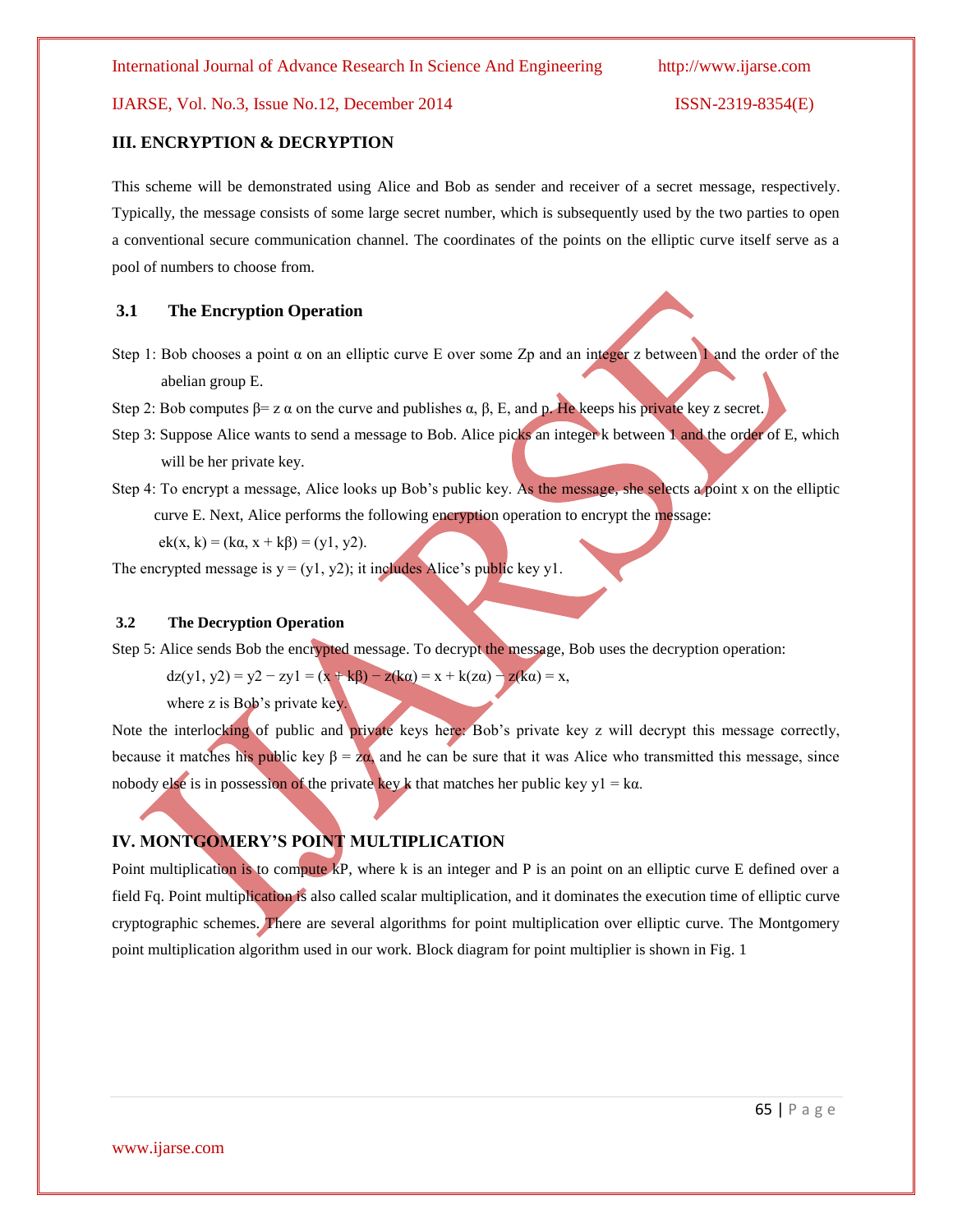## III. ENCRYPTION & DECRYPTION

This scheme will be demonstrated using Alice and Bob as sender and receiver of a secret message, respectively. Typically, the message consists of some large secret number, which is subsequently used by the two parties to open a conventional secure communication channel. The coordinates of the points on the elliptic curve itself serve as a pool of numbers to choose from.

### 3.1 The Encryption Operation

Step 1: Bob chooses a point $\alpha$ on an elliptic curve E over some $Z_p$ and an integer z between 1 and the order of the abelian group E.

Step 2: Bob computes $\beta = z\,\alpha$ on the curve and publishes $\alpha$, $\beta$, E, and p. He keeps his private key z secret.

Step 3: Suppose Alice wants to send a message to Bob. Alice picks an integer k between 1 and the order of E, which will be her private key.

Step 4: To encrypt a message, Alice looks up Bob's public key. As the message, she selects a point x on the elliptic curve E. Next, Alice performs the following encryption operation to encrypt the message:

$$e_k(x, k) = (k\alpha, x + k\beta) = (y_1, y_2).$$

The encrypted message is $y = (y_1, y_2)$; it includes Alice's public key $y_1$.

### 3.2 The Decryption Operation

Step 5: Alice sends Bob the encrypted message. To decrypt the message, Bob uses the decryption operation:

$$d_z(y_1, y_2) = y_2 - zy_1 = (x + k\beta) - z(k\alpha) = x + k(z\alpha) - z(k\alpha) = x,$$

where z is Bob's private key.

Note the interlocking of public and private keys here: Bob's private key z will decrypt this message correctly, because it matches his public key $\beta = z\alpha$, and he can be sure that it was Alice who transmitted this message, since nobody else is in possession of the private key k that matches her public key $y_1 = k\alpha$.

## IV. MONTGOMERY'S POINT MULTIPLICATION

Point multiplication is to compute kP, where k is an integer and P is an point on an elliptic curve E defined over a field $F_q$. Point multiplication is also called scalar multiplication, and it dominates the execution time of elliptic curve cryptographic schemes. There are several algorithms for point multiplication over elliptic curve. The Montgomery point multiplication algorithm used in our work. Block diagram for point multiplier is shown in Fig. 1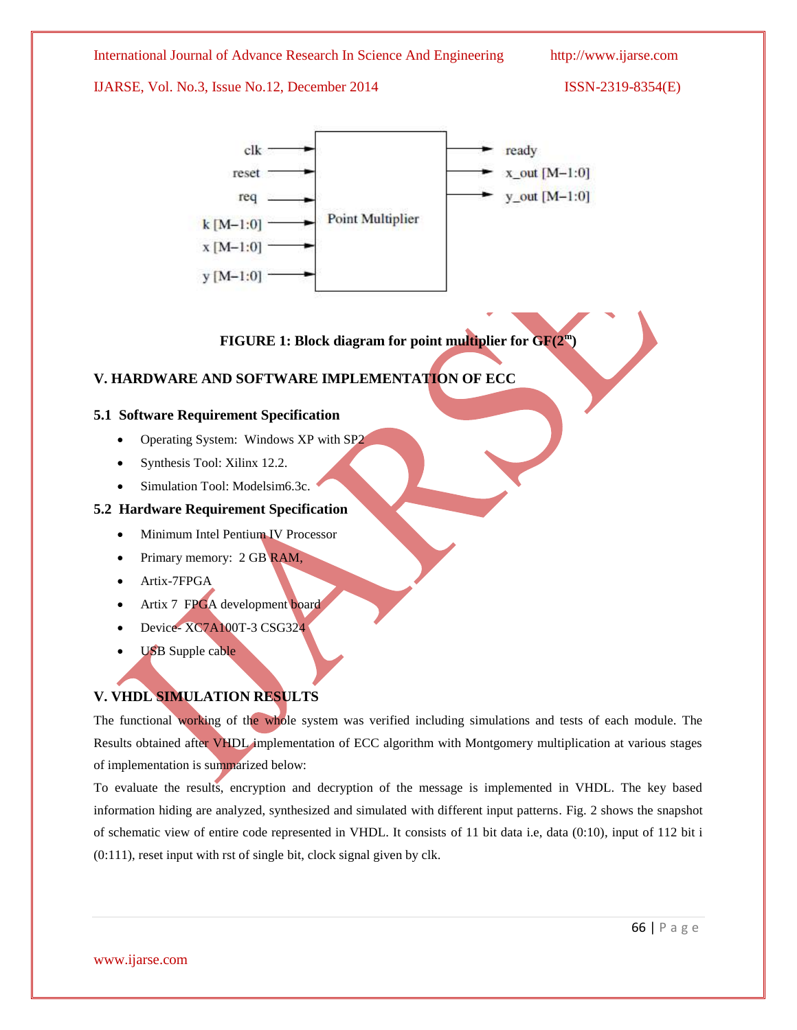FIGURE 1: Block diagram for point multiplier for GF($2^m$)

## V. HARDWARE AND SOFTWARE IMPLEMENTATION OF ECC

### 5.1 Software Requirement Specification

- Operating System: Windows XP with SP2
- Synthesis Tool: Xilinx 12.2.
- Simulation Tool: Modelsim6.3c.

### 5.2 Hardware Requirement Specification

- Minimum Intel Pentium IV Processor
- Primary memory: 2 GB RAM,
- Artix-7FPGA
- Artix 7 FPGA development board
- Device- XC7A100T-3 CSG324
- USB Supple cable

## V. VHDL SIMULATION RESULTS

The functional working of the whole system was verified including simulations and tests of each module. The Results obtained after VHDL implementation of ECC algorithm with Montgomery multiplication at various stages of implementation is summarized below:

To evaluate the results, encryption and decryption of the message is implemented in VHDL. The key based information hiding are analyzed, synthesized and simulated with different input patterns. Fig. 2 shows the snapshot of schematic view of entire code represented in VHDL. It consists of 11 bit data i.e, data (0:10), input of 112 bit i (0:111), reset input with rst of single bit, clock signal given by clk.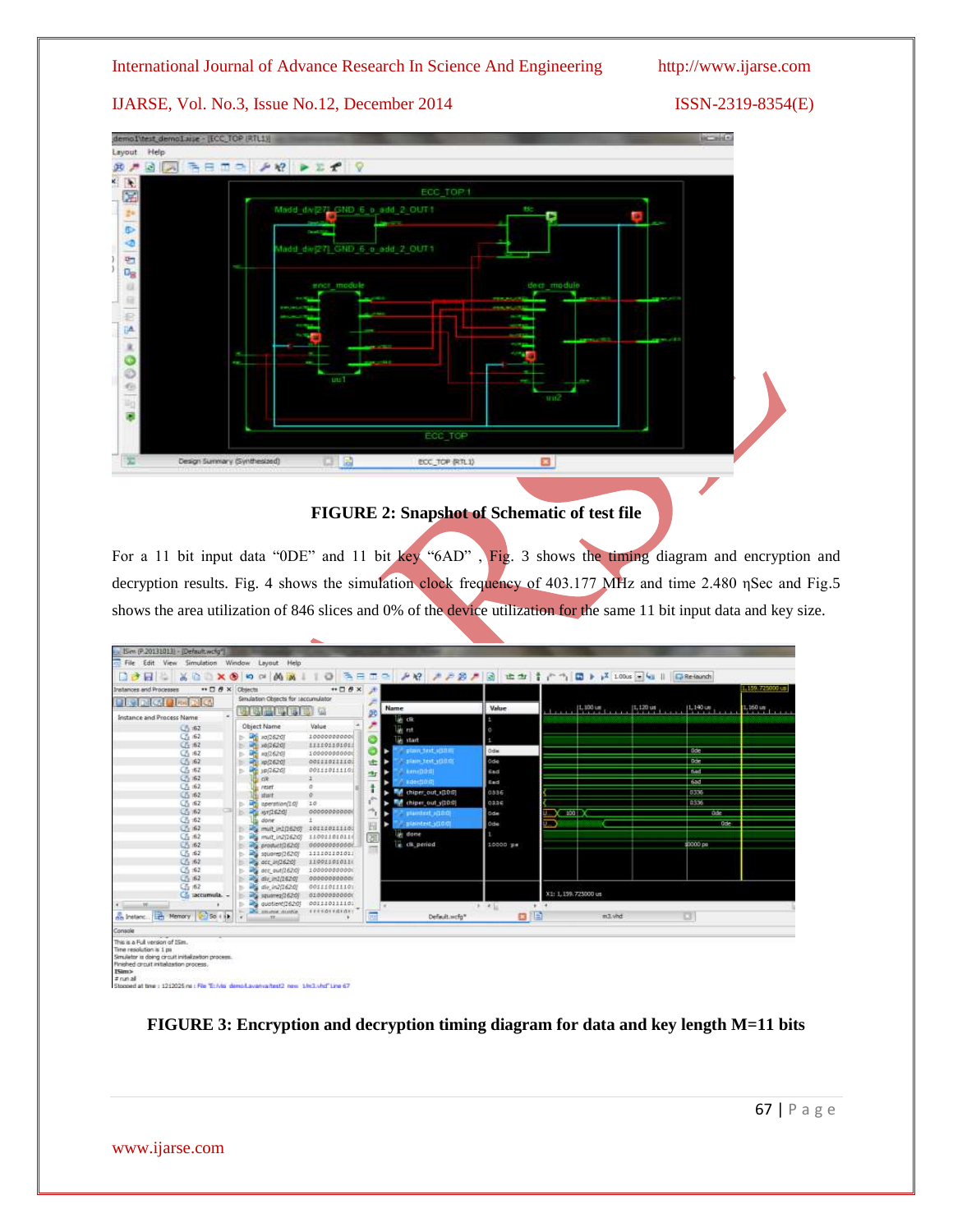**FIGURE 2: Snapshot of Schematic of test file**

For a 11 bit input data "0DE" and 11 bit key "6AD" , Fig. 3 shows the timing diagram and encryption and decryption results. Fig. 4 shows the simulation clock frequency of 403.177 MHz and time 2.480 ηSec and Fig.5 shows the area utilization of 846 slices and 0% of the device utilization for the same 11 bit input data and key size.

**FIGURE 3: Encryption and decryption timing diagram for data and key length M=11 bits**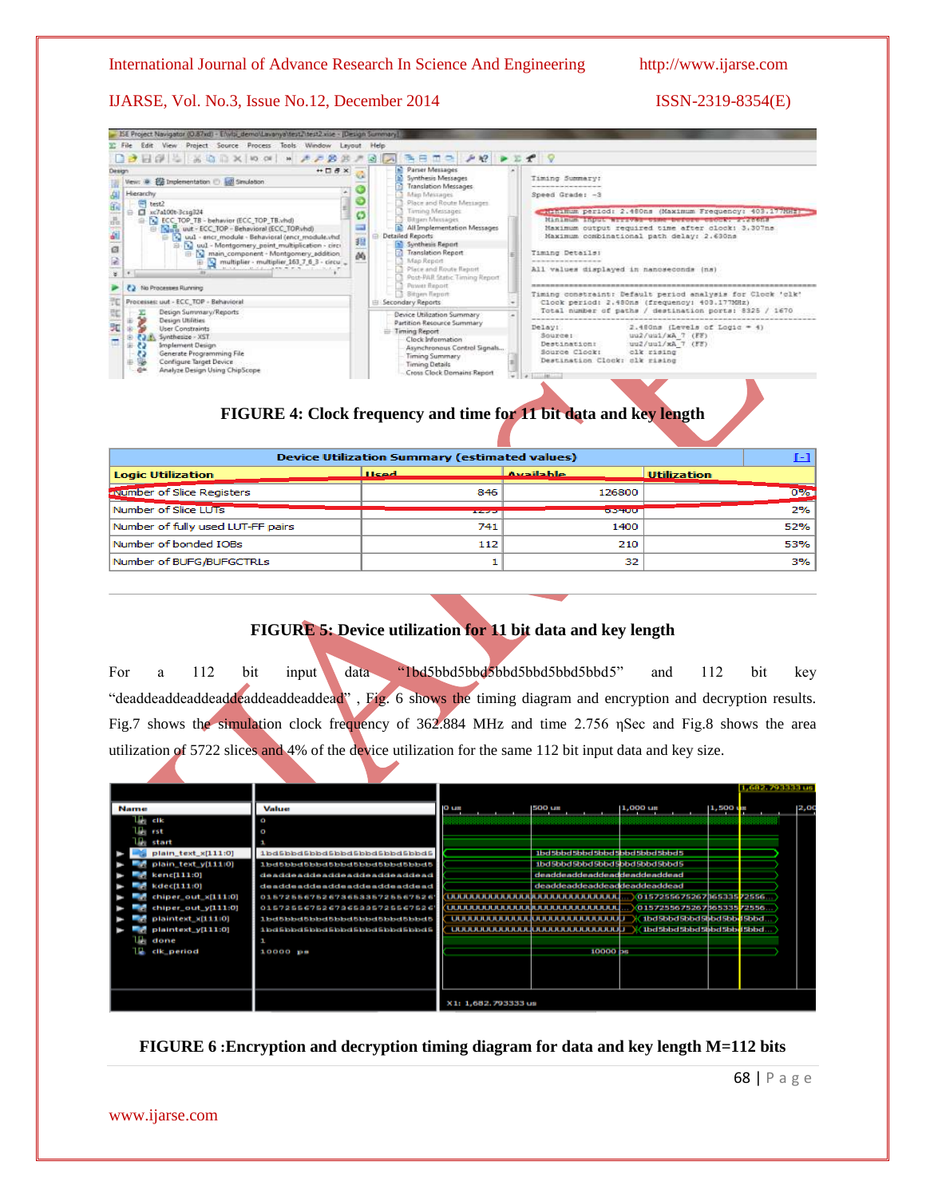FIGURE 4: Clock frequency and time for 11 bit data and key length

| Device Utilization Summary (estimated values) | | | [-] |
|---|---|---|---|
| Logic Utilization | Used | Available | Utilization |
| Number of Slice Registers | 846 | 126800 | 0% |
| Number of Slice LUTs | 1293 | 63400 | 2% |
| Number of fully used LUT-FF pairs | 741 | 1400 | 52% |
| Number of bonded IOBs | 112 | 210 | 53% |
| Number of BUFG/BUFGCTRLs | 1 | 32 | 3% |

FIGURE 5: Device utilization for 11 bit data and key length

For a 112 bit input data "1bd5bbd5bbd5bbd5bbd5bbd5bbd5" and 112 bit key "deaddeaddeaddeaddeaddeaddead" , Fig. 6 shows the timing diagram and encryption and decryption results. Fig.7 shows the simulation clock frequency of 362.884 MHz and time 2.756 ηSec and Fig.8 shows the area utilization of 5722 slices and 4% of the device utilization for the same 112 bit input data and key size.

FIGURE 6 :Encryption and decryption timing diagram for data and key length M=112 bits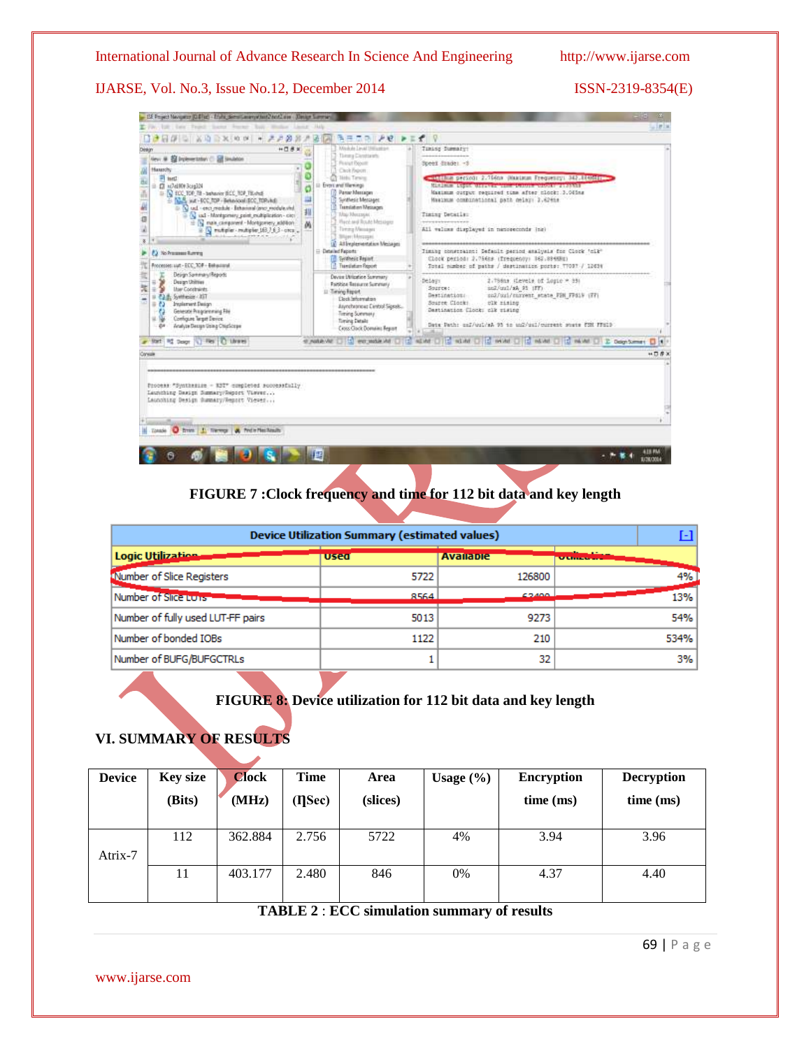FIGURE 7 :Clock frequency and time for 112 bit data and key length

| Device Utilization Summary (estimated values) | | | |
|---|---|---|---|
| Logic Utilization | Used | Available | Utilization |
| Number of Slice Registers | 5722 | 126800 | 4% |
| Number of Slice LUTs | 8564 | 63400 | 13% |
| Number of fully used LUT-FF pairs | 5013 | 9273 | 54% |
| Number of bonded IOBs | 1122 | 210 | 534% |
| Number of BUFG/BUFGCTRLs | 1 | 32 | 3% |

FIGURE 8: Device utilization for 112 bit data and key length

## VI. SUMMARY OF RESULTS

| Device | Key size (Bits) | Clock (MHz) | Time (ηSec) | Area (slices) | Usage (%) | Encryption time (ms) | Decryption time (ms) |
|---|---|---|---|---|---|---|---|
| Atrix-7 | 112 | 362.884 | 2.756 | 5722 | 4% | 3.94 | 3.96 |
| | 11 | 403.177 | 2.480 | 846 | 0% | 4.37 | 4.40 |

TABLE 2 : ECC simulation summary of results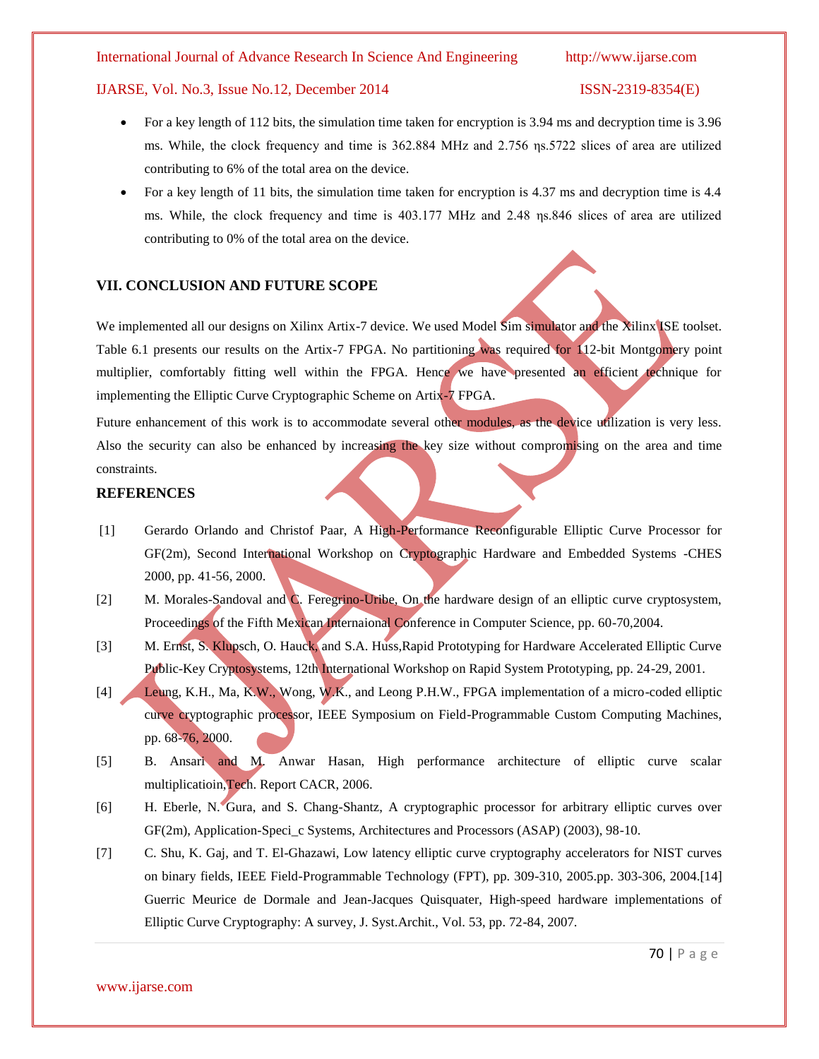- For a key length of 112 bits, the simulation time taken for encryption is 3.94 ms and decryption time is 3.96 ms. While, the clock frequency and time is 362.884 MHz and 2.756 ηs.5722 slices of area are utilized contributing to 6% of the total area on the device.
- For a key length of 11 bits, the simulation time taken for encryption is 4.37 ms and decryption time is 4.4 ms. While, the clock frequency and time is 403.177 MHz and 2.48 ηs.846 slices of area are utilized contributing to 0% of the total area on the device.

## VII. CONCLUSION AND FUTURE SCOPE

We implemented all our designs on Xilinx Artix-7 device. We used Model Sim simulator and the Xilinx ISE toolset. Table 6.1 presents our results on the Artix-7 FPGA. No partitioning was required for 112-bit Montgomery point multiplier, comfortably fitting well within the FPGA. Hence we have presented an efficient technique for implementing the Elliptic Curve Cryptographic Scheme on Artix-7 FPGA.

Future enhancement of this work is to accommodate several other modules, as the device utilization is very less. Also the security can also be enhanced by increasing the key size without compromising on the area and time constraints.

## REFERENCES

[1] Gerardo Orlando and Christof Paar, A High-Performance Reconfigurable Elliptic Curve Processor for GF(2m), Second International Workshop on Cryptographic Hardware and Embedded Systems -CHES 2000, pp. 41-56, 2000.

[2] M. Morales-Sandoval and C. Feregrino-Uribe, On the hardware design of an elliptic curve cryptosystem, Proceedings of the Fifth Mexican Internaional Conference in Computer Science, pp. 60-70,2004.

[3] M. Ernst, S. Klupsch, O. Hauck, and S.A. Huss,Rapid Prototyping for Hardware Accelerated Elliptic Curve Public-Key Cryptosystems, 12th International Workshop on Rapid System Prototyping, pp. 24-29, 2001.

[4] Leung, K.H., Ma, K.W., Wong, W.K., and Leong P.H.W., FPGA implementation of a micro-coded elliptic curve cryptographic processor, IEEE Symposium on Field-Programmable Custom Computing Machines, pp. 68-76, 2000.

[5] B. Ansari and M. Anwar Hasan, High performance architecture of elliptic curve scalar multiplicatioin,Tech. Report CACR, 2006.

[6] H. Eberle, N. Gura, and S. Chang-Shantz, A cryptographic processor for arbitrary elliptic curves over GF(2m), Application-Speci_c Systems, Architectures and Processors (ASAP) (2003), 98-10.

[7] C. Shu, K. Gaj, and T. El-Ghazawi, Low latency elliptic curve cryptography accelerators for NIST curves on binary fields, IEEE Field-Programmable Technology (FPT), pp. 309-310, 2005.pp. 303-306, 2004.[14] Guerric Meurice de Dormale and Jean-Jacques Quisquater, High-speed hardware implementations of Elliptic Curve Cryptography: A survey, J. Syst.Archit., Vol. 53, pp. 72-84, 2007.